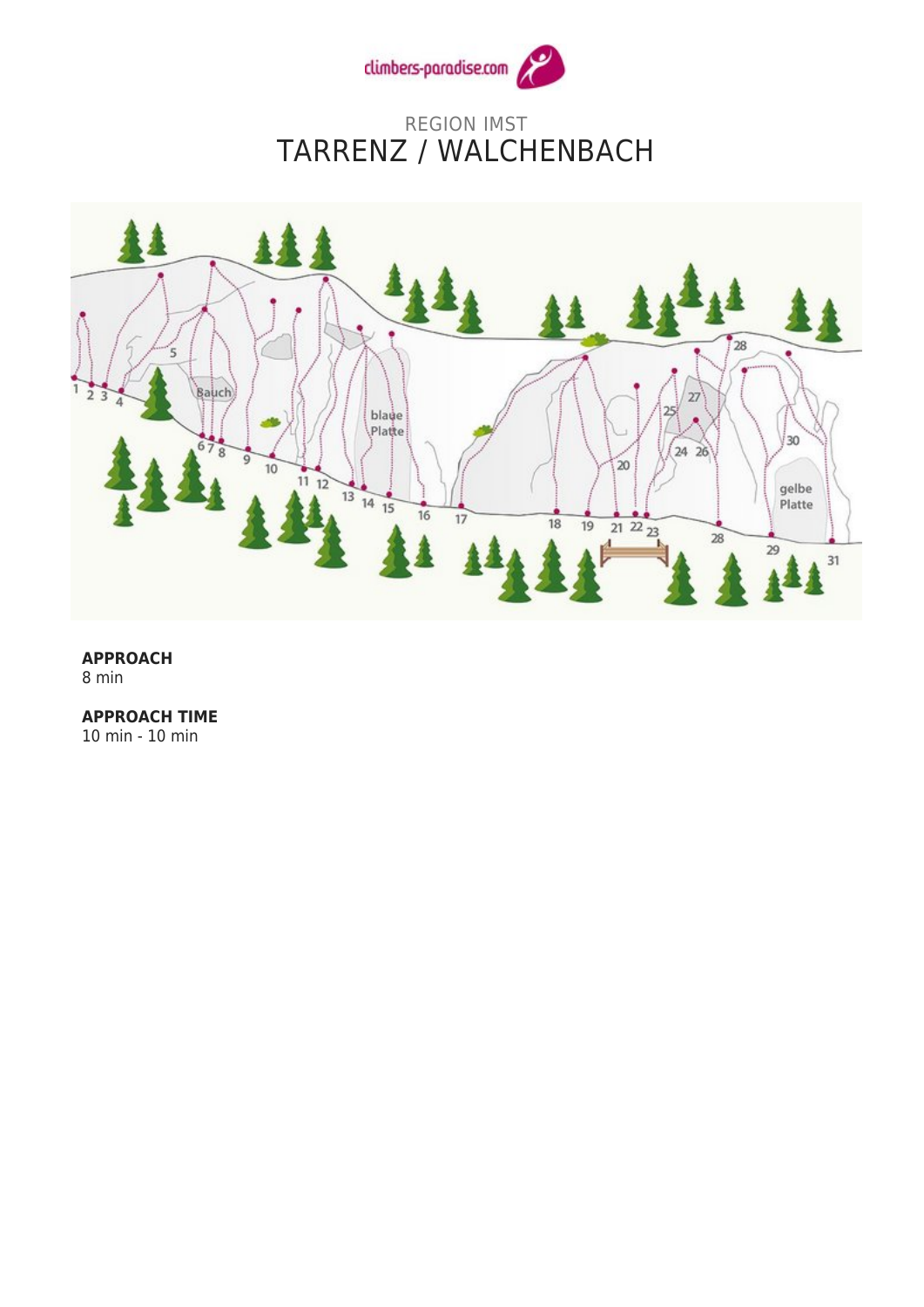climbers-paradise.com

REGION IMST

# TARRENZ / WALCHENBACH

**APPROACH**
8 min

**APPROACH TIME**
10 min - 10 min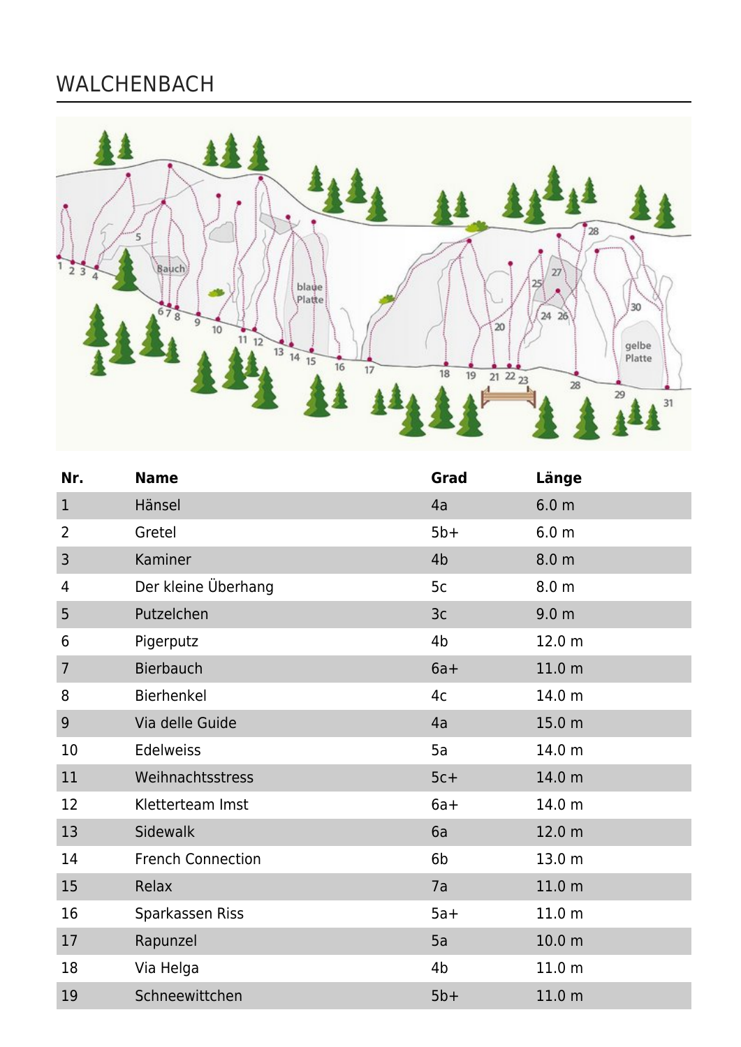# WALCHENBACH

| Nr. | Name | Grad | Länge |
|---|---|---|---|
| 1 | Hänsel | 4a | 6.0 m |
| 2 | Gretel | 5b+ | 6.0 m |
| 3 | Kaminer | 4b | 8.0 m |
| 4 | Der kleine Überhang | 5c | 8.0 m |
| 5 | Putzelchen | 3c | 9.0 m |
| 6 | Pigerputz | 4b | 12.0 m |
| 7 | Bierbauch | 6a+ | 11.0 m |
| 8 | Bierhenkel | 4c | 14.0 m |
| 9 | Via delle Guide | 4a | 15.0 m |
| 10 | Edelweiss | 5a | 14.0 m |
| 11 | Weihnachtsstress | 5c+ | 14.0 m |
| 12 | Kletterteam Imst | 6a+ | 14.0 m |
| 13 | Sidewalk | 6a | 12.0 m |
| 14 | French Connection | 6b | 13.0 m |
| 15 | Relax | 7a | 11.0 m |
| 16 | Sparkassen Riss | 5a+ | 11.0 m |
| 17 | Rapunzel | 5a | 10.0 m |
| 18 | Via Helga | 4b | 11.0 m |
| 19 | Schneewittchen | 5b+ | 11.0 m |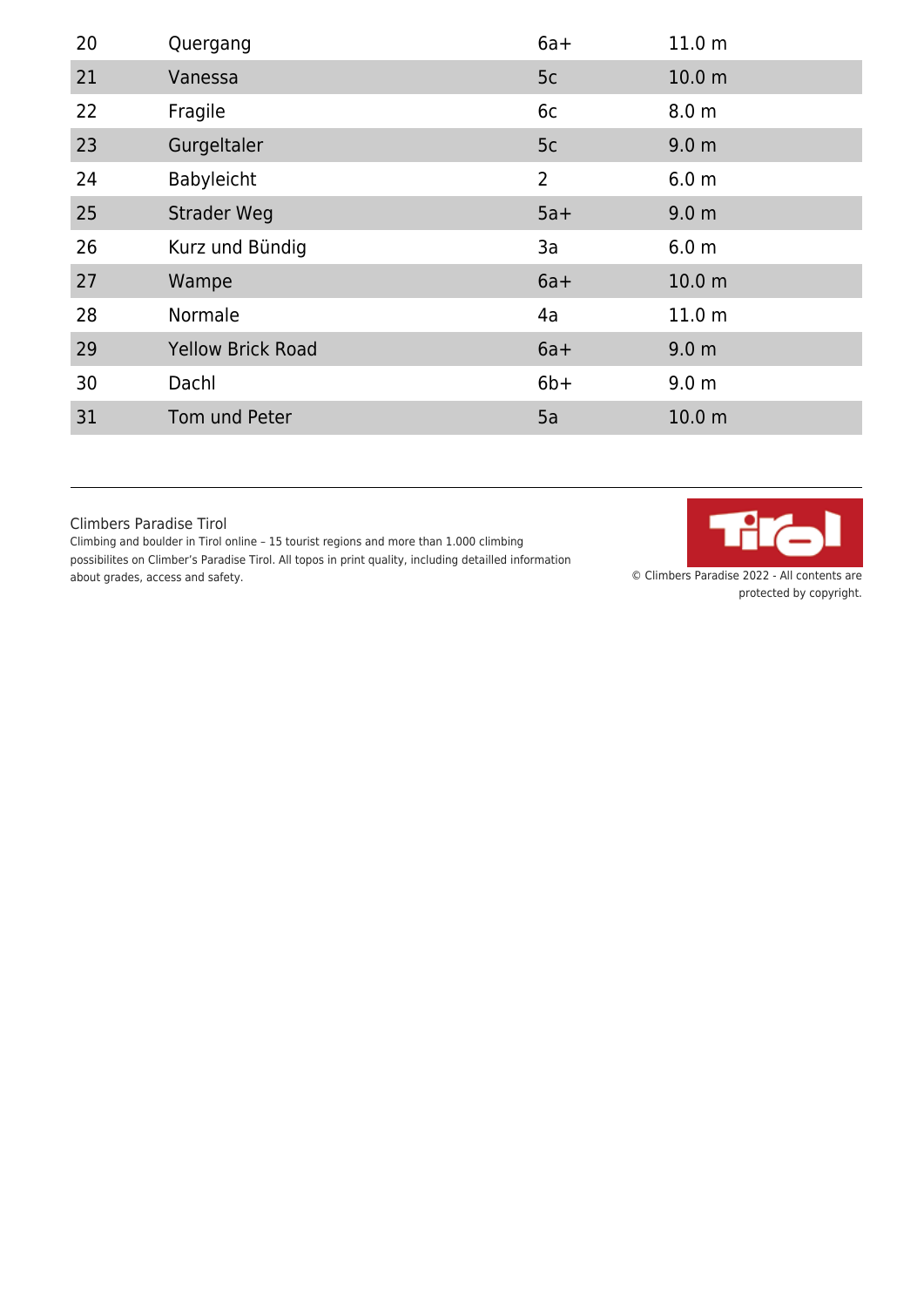| | | | |
|---|---|---|---|
| 20 | Quergang | 6a+ | 11.0 m |
| 21 | Vanessa | 5c | 10.0 m |
| 22 | Fragile | 6c | 8.0 m |
| 23 | Gurgeltaler | 5c | 9.0 m |
| 24 | Babyleicht | 2 | 6.0 m |
| 25 | Strader Weg | 5a+ | 9.0 m |
| 26 | Kurz und Bündig | 3a | 6.0 m |
| 27 | Wampe | 6a+ | 10.0 m |
| 28 | Normale | 4a | 11.0 m |
| 29 | Yellow Brick Road | 6a+ | 9.0 m |
| 30 | Dachl | 6b+ | 9.0 m |
| 31 | Tom und Peter | 5a | 10.0 m |

---

Climbers Paradise Tirol

Climbing and boulder in Tirol online – 15 tourist regions and more than 1.000 climbing possibilites on Climber's Paradise Tirol. All topos in print quality, including detailled information about grades, access and safety.

© Climbers Paradise 2022 - All contents are protected by copyright.